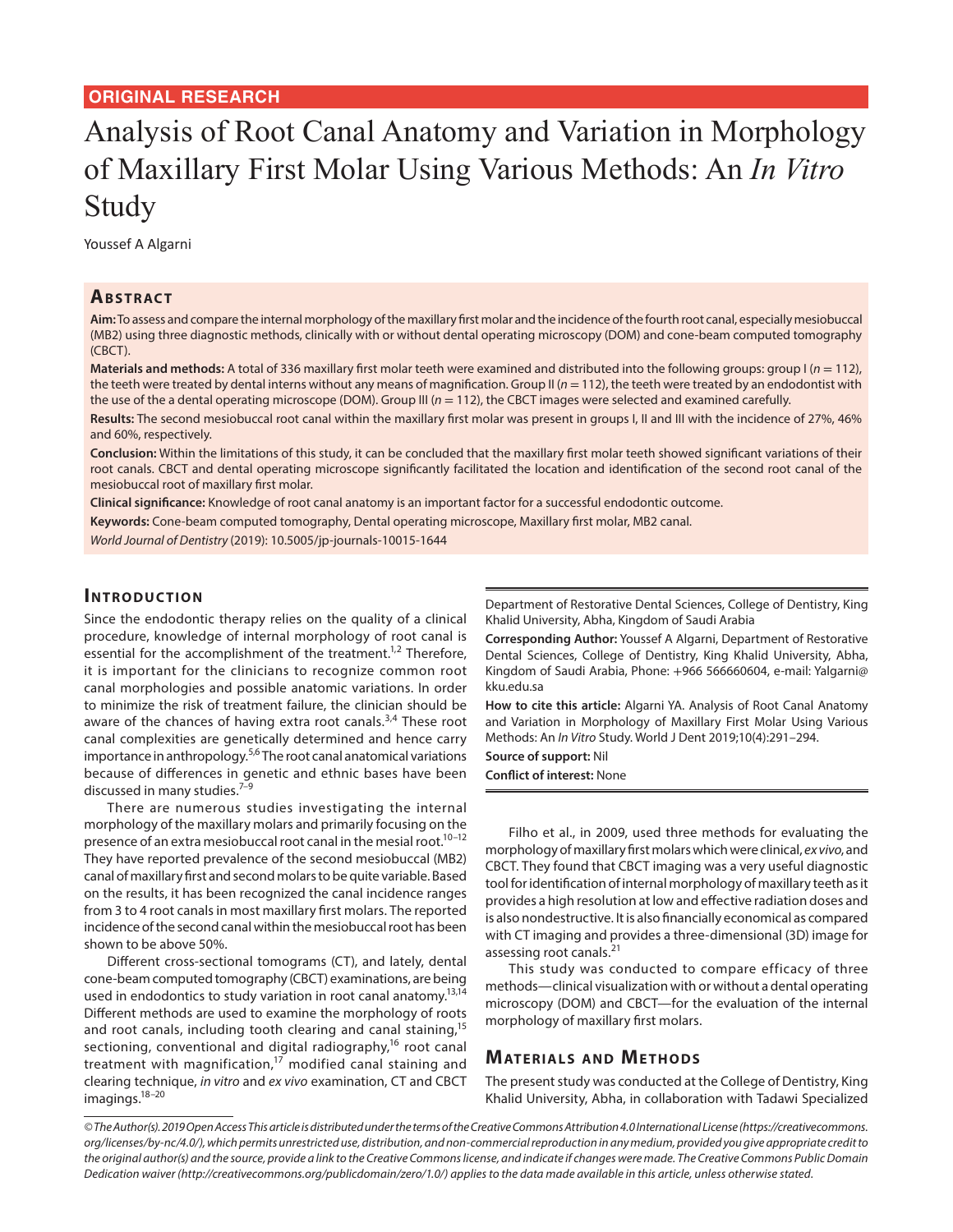ORIGINAL RESEARCH

# Analysis of Root Canal Anatomy and Variation in Morphology of Maxillary First Molar Using Various Methods: An *In Vitro* Study

Youssef A Algarni

## Abstract

**Aim:** To assess and compare the internal morphology of the maxillary first molar and the incidence of the fourth root canal, especially mesiobuccal (MB2) using three diagnostic methods, clinically with or without dental operating microscopy (DOM) and cone-beam computed tomography (CBCT).

**Materials and methods:** A total of 336 maxillary first molar teeth were examined and distributed into the following groups: group I ($n = 112$), the teeth were treated by dental interns without any means of magnification. Group II ($n = 112$), the teeth were treated by an endodontist with the use of the a dental operating microscope (DOM). Group III ($n = 112$), the CBCT images were selected and examined carefully.

**Results:** The second mesiobuccal root canal within the maxillary first molar was present in groups I, II and III with the incidence of 27%, 46% and 60%, respectively.

**Conclusion:** Within the limitations of this study, it can be concluded that the maxillary first molar teeth showed significant variations of their root canals. CBCT and dental operating microscope significantly facilitated the location and identification of the second root canal of the mesiobuccal root of maxillary first molar.

**Clinical significance:** Knowledge of root canal anatomy is an important factor for a successful endodontic outcome.

**Keywords:** Cone-beam computed tomography, Dental operating microscope, Maxillary first molar, MB2 canal.

*World Journal of Dentistry* (2019): 10.5005/jp-journals-10015-1644

## Introduction

Since the endodontic therapy relies on the quality of a clinical procedure, knowledge of internal morphology of root canal is essential for the accomplishment of the treatment.[1,2] Therefore, it is important for the clinicians to recognize common root canal morphologies and possible anatomic variations. In order to minimize the risk of treatment failure, the clinician should be aware of the chances of having extra root canals.[3,4] These root canal complexities are genetically determined and hence carry importance in anthropology.[5,6] The root canal anatomical variations because of differences in genetic and ethnic bases have been discussed in many studies.[7–9]

There are numerous studies investigating the internal morphology of the maxillary molars and primarily focusing on the presence of an extra mesiobuccal root canal in the mesial root.[10–12] They have reported prevalence of the second mesiobuccal (MB2) canal of maxillary first and second molars to be quite variable. Based on the results, it has been recognized the canal incidence ranges from 3 to 4 root canals in most maxillary first molars. The reported incidence of the second canal within the mesiobuccal root has been shown to be above 50%.

Different cross-sectional tomograms (CT), and lately, dental cone-beam computed tomography (CBCT) examinations, are being used in endodontics to study variation in root canal anatomy.[13,14] Different methods are used to examine the morphology of roots and root canals, including tooth clearing and canal staining,[15] sectioning, conventional and digital radiography,[16] root canal treatment with magnification,[17] modified canal staining and clearing technique, *in vitro* and *ex vivo* examination, CT and CBCT imagings.[18–20]

Department of Restorative Dental Sciences, College of Dentistry, King Khalid University, Abha, Kingdom of Saudi Arabia

**Corresponding Author:** Youssef A Algarni, Department of Restorative Dental Sciences, College of Dentistry, King Khalid University, Abha, Kingdom of Saudi Arabia, Phone: +966 566660604, e-mail: Yalgarni@kku.edu.sa

**How to cite this article:** Algarni YA. Analysis of Root Canal Anatomy and Variation in Morphology of Maxillary First Molar Using Various Methods: An *In Vitro* Study. World J Dent 2019;10(4):291–294.

**Source of support:** Nil

**Conflict of interest:** None

Filho et al., in 2009, used three methods for evaluating the morphology of maxillary first molars which were clinical, *ex vivo*, and CBCT. They found that CBCT imaging was a very useful diagnostic tool for identification of internal morphology of maxillary teeth as it provides a high resolution at low and effective radiation doses and is also nondestructive. It is also financially economical as compared with CT imaging and provides a three-dimensional (3D) image for assessing root canals.[21]

This study was conducted to compare efficacy of three methods—clinical visualization with or without a dental operating microscopy (DOM) and CBCT—for the evaluation of the internal morphology of maxillary first molars.

## Materials and Methods

The present study was conducted at the College of Dentistry, King Khalid University, Abha, in collaboration with Tadawi Specialized

*© The Author(s). 2019 Open Access This article is distributed under the terms of the Creative Commons Attribution 4.0 International License (https://creativecommons.org/licenses/by-nc/4.0/), which permits unrestricted use, distribution, and non-commercial reproduction in any medium, provided you give appropriate credit to the original author(s) and the source, provide a link to the Creative Commons license, and indicate if changes were made. The Creative Commons Public Domain Dedication waiver (http://creativecommons.org/publicdomain/zero/1.0/) applies to the data made available in this article, unless otherwise stated.*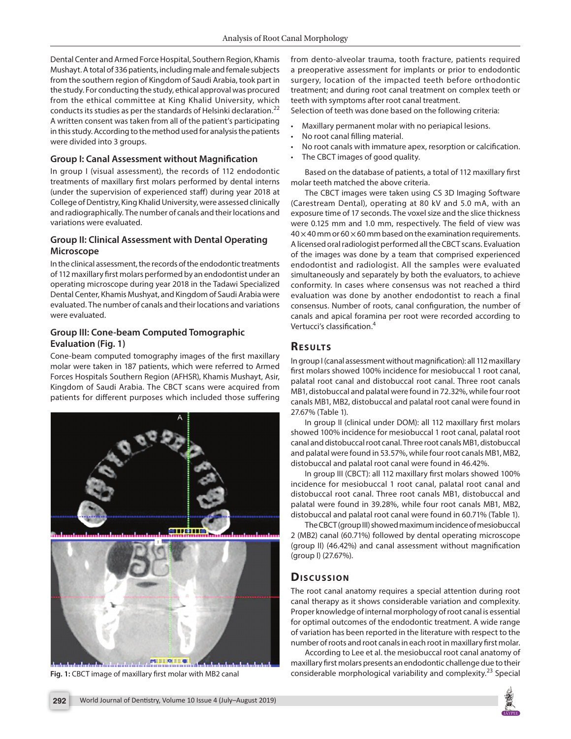Dental Center and Armed Force Hospital, Southern Region, Khamis Mushayt. A total of 336 patients, including male and female subjects from the southern region of Kingdom of Saudi Arabia, took part in the study. For conducting the study, ethical approval was procured from the ethical committee at King Khalid University, which conducts its studies as per the standards of Helsinki declaration.[22] A written consent was taken from all of the patient's participating in this study. According to the method used for analysis the patients were divided into 3 groups.

### Group I: Canal Assessment without Magnification

In group I (visual assessment), the records of 112 endodontic treatments of maxillary first molars performed by dental interns (under the supervision of experienced staff) during year 2018 at College of Dentistry, King Khalid University, were assessed clinically and radiographically. The number of canals and their locations and variations were evaluated.

### Group II: Clinical Assessment with Dental Operating Microscope

In the clinical assessment, the records of the endodontic treatments of 112 maxillary first molars performed by an endodontist under an operating microscope during year 2018 in the Tadawi Specialized Dental Center, Khamis Mushyat, and Kingdom of Saudi Arabia were evaluated. The number of canals and their locations and variations were evaluated.

### Group III: Cone-beam Computed Tomographic Evaluation (Fig. 1)

Cone-beam computed tomography images of the first maxillary molar were taken in 187 patients, which were referred to Armed Forces Hospitals Southern Region (AFHSR), Khamis Mushayt, Asir, Kingdom of Saudi Arabia. The CBCT scans were acquired from patients for different purposes which included those suffering from dento-alveolar trauma, tooth fracture, patients required a preoperative assessment for implants or prior to endodontic surgery, location of the impacted teeth before orthodontic treatment; and during root canal treatment on complex teeth or teeth with symptoms after root canal treatment.

Fig. 1: CBCT image of maxillary first molar with MB2 canal

Selection of teeth was done based on the following criteria:

- Maxillary permanent molar with no periapical lesions.
- No root canal filling material.
- No root canals with immature apex, resorption or calcification.
- The CBCT images of good quality.

Based on the database of patients, a total of 112 maxillary first molar teeth matched the above criteria.

The CBCT images were taken using CS 3D Imaging Software (Carestream Dental), operating at 80 kV and 5.0 mA, with an exposure time of 17 seconds. The voxel size and the slice thickness were 0.125 mm and 1.0 mm, respectively. The field of view was $40 \times 40$ mm or $60 \times 60$ mm based on the examination requirements. A licensed oral radiologist performed all the CBCT scans. Evaluation of the images was done by a team that comprised experienced endodontist and radiologist. All the samples were evaluated simultaneously and separately by both the evaluators, to achieve conformity. In cases where consensus was not reached a third evaluation was done by another endodontist to reach a final consensus. Number of roots, canal configuration, the number of canals and apical foramina per root were recorded according to Vertucci's classification.[4]

## Results

In group I (canal assessment without magnification): all 112 maxillary first molars showed 100% incidence for mesiobuccal 1 root canal, palatal root canal and distobuccal root canal. Three root canals MB1, distobuccal and palatal were found in 72.32%, while four root canals MB1, MB2, distobuccal and palatal root canal were found in 27.67% (Table 1).

In group II (clinical under DOM): all 112 maxillary first molars showed 100% incidence for mesiobuccal 1 root canal, palatal root canal and distobuccal root canal. Three root canals MB1, distobuccal and palatal were found in 53.57%, while four root canals MB1, MB2, distobuccal and palatal root canal were found in 46.42%.

In group III (CBCT): all 112 maxillary first molars showed 100% incidence for mesiobuccal 1 root canal, palatal root canal and distobuccal root canal. Three root canals MB1, distobuccal and palatal were found in 39.28%, while four root canals MB1, MB2, distobuccal and palatal root canal were found in 60.71% (Table 1).

The CBCT (group III) showed maximum incidence of mesiobuccal 2 (MB2) canal (60.71%) followed by dental operating microscope (group II) (46.42%) and canal assessment without magnification (group I) (27.67%).

## Discussion

The root canal anatomy requires a special attention during root canal therapy as it shows considerable variation and complexity. Proper knowledge of internal morphology of root canal is essential for optimal outcomes of the endodontic treatment. A wide range of variation has been reported in the literature with respect to the number of roots and root canals in each root in maxillary first molar.

According to Lee et al. the mesiobuccal root canal anatomy of maxillary first molars presents an endodontic challenge due to their considerable morphological variability and complexity.[23] Special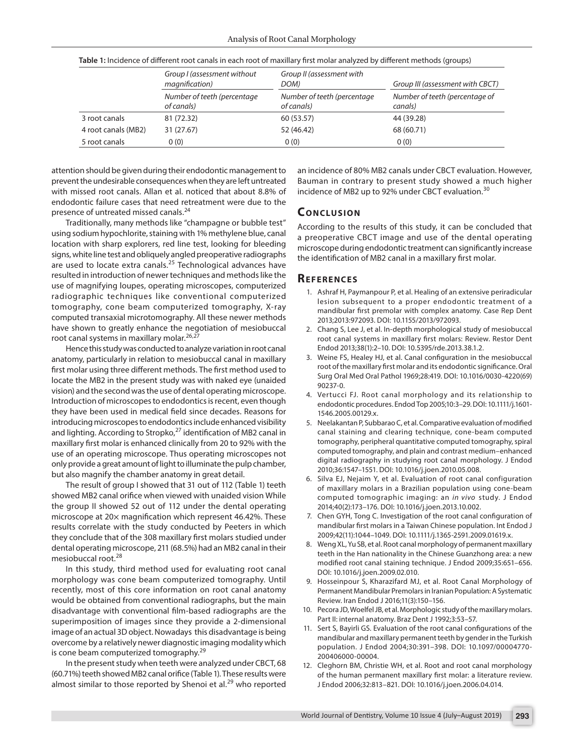**Table 1:** Incidence of different root canals in each root of maxillary first molar analyzed by different methods (groups)

| | *Group I (assessment without magnification)* | *Group II (assessment with DOM)* | *Group III (assessment with CBCT)* |
|---|---|---|---|
| | *Number of teeth (percentage of canals)* | *Number of teeth (percentage of canals)* | *Number of teeth (percentage of canals)* |
| 3 root canals | 81 (72.32) | 60 (53.57) | 44 (39.28) |
| 4 root canals (MB2) | 31 (27.67) | 52 (46.42) | 68 (60.71) |
| 5 root canals | 0 (0) | 0 (0) | 0 (0) |

attention should be given during their endodontic management to prevent the undesirable consequences when they are left untreated with missed root canals. Allan et al. noticed that about 8.8% of endodontic failure cases that need retreatment were due to the presence of untreated missed canals.[24]

Traditionally, many methods like "champagne or bubble test" using sodium hypochlorite, staining with 1% methylene blue, canal location with sharp explorers, red line test, looking for bleeding signs, white line test and obliquely angled preoperative radiographs are used to locate extra canals.[25] Technological advances have resulted in introduction of newer techniques and methods like the use of magnifying loupes, operating microscopes, computerized radiographic techniques like conventional computerized tomography, cone beam computerized tomography, X-ray computed transaxial microtomography. All these newer methods have shown to greatly enhance the negotiation of mesiobuccal root canal systems in maxillary molar.[26,27]

Hence this study was conducted to analyze variation in root canal anatomy, particularly in relation to mesiobuccal canal in maxillary first molar using three different methods. The first method used to locate the MB2 in the present study was with naked eye (unaided vision) and the second was the use of dental operating microscope. Introduction of microscopes to endodontics is recent, even though they have been used in medical field since decades. Reasons for introducing microscopes to endodontics include enhanced visibility and lighting. According to Stropko,[27] identification of MB2 canal in maxillary first molar is enhanced clinically from 20 to 92% with the use of an operating microscope. Thus operating microscopes not only provide a great amount of light to illuminate the pulp chamber, but also magnify the chamber anatomy in great detail.

The result of group I showed that 31 out of 112 (Table 1) teeth showed MB2 canal orifice when viewed with unaided vision While the group II showed 52 out of 112 under the dental operating microscope at 20× magnification which represent 46.42%. These results correlate with the study conducted by Peeters in which they conclude that of the 308 maxillary first molars studied under dental operating microscope, 211 (68.5%) had an MB2 canal in their mesiobuccal root.[28]

In this study, third method used for evaluating root canal morphology was cone beam computerized tomography. Until recently, most of this core information on root canal anatomy would be obtained from conventional radiographs, but the main disadvantage with conventional film-based radiographs are the superimposition of images since they provide a 2-dimensional image of an actual 3D object. Nowadays this disadvantage is being overcome by a relatively newer diagnostic imaging modality which is cone beam computerized tomography.[29]

In the present study when teeth were analyzed under CBCT, 68 (60.71%) teeth showed MB2 canal orifice (Table 1). These results were almost similar to those reported by Shenoi et al.[29] who reported an incidence of 80% MB2 canals under CBCT evaluation. However, Bauman in contrary to present study showed a much higher incidence of MB2 up to 92% under CBCT evaluation.[30]

## Conclusion

According to the results of this study, it can be concluded that a preoperative CBCT image and use of the dental operating microscope during endodontic treatment can significantly increase the identification of MB2 canal in a maxillary first molar.

## References

1. Ashraf H, Paymanpour P, et al. Healing of an extensive periradicular lesion subsequent to a proper endodontic treatment of a mandibular first premolar with complex anatomy. Case Rep Dent 2013;2013:972093. DOI: 10.1155/2013/972093.
2. Chang S, Lee J, et al. In-depth morphological study of mesiobuccal root canal systems in maxillary first molars: Review. Restor Dent Endod 2013;38(1):2–10. DOI: 10.5395/rde.2013.38.1.2.
3. Weine FS, Healey HJ, et al. Canal configuration in the mesiobuccal root of the maxillary first molar and its endodontic significance. Oral Surg Oral Med Oral Pathol 1969;28:419. DOI: 10.1016/0030-4220(69)90237-0.
4. Vertucci FJ. Root canal morphology and its relationship to endodontic procedures. Endod Top 2005;10:3–29. DOI: 10.1111/j.1601-1546.2005.00129.x.
5. Neelakantan P, Subbarao C, et al. Comparative evaluation of modified canal staining and clearing technique, cone-beam computed tomography, peripheral quantitative computed tomography, spiral computed tomography, and plain and contrast medium–enhanced digital radiography in studying root canal morphology. J Endod 2010;36:1547–1551. DOI: 10.1016/j.joen.2010.05.008.
6. Silva EJ, Nejaim Y, et al. Evaluation of root canal configuration of maxillary molars in a Brazilian population using cone-beam computed tomographic imaging: an *in vivo* study. J Endod 2014;40(2):173–176. DOI: 10.1016/j.joen.2013.10.002.
7. Chen GYH, Tong C. Investigation of the root canal configuration of mandibular first molars in a Taiwan Chinese population. Int Endod J 2009;42(11):1044–1049. DOI: 10.1111/j.1365-2591.2009.01619.x.
8. Weng XL, Yu SB, et al. Root canal morphology of permanent maxillary teeth in the Han nationality in the Chinese Guanzhong area: a new modified root canal staining technique. J Endod 2009;35:651–656. DOI: 10.1016/j.joen.2009.02.010.
9. Hosseinpour S, Kharazifard MJ, et al. Root Canal Morphology of Permanent Mandibular Premolars in Iranian Population: A Systematic Review. Iran Endod J 2016;11(3):150–156.
10. Pecora JD, Woelfel JB, et al. Morphologic study of the maxillary molars. Part II: internal anatomy. Braz Dent J 1992;3:53–57.
11. Sert S, Bayirli GS. Evaluation of the root canal configurations of the mandibular and maxillary permanent teeth by gender in the Turkish population. J Endod 2004;30:391–398. DOI: 10.1097/00004770-200406000-00004.
12. Cleghorn BM, Christie WH, et al. Root and root canal morphology of the human permanent maxillary first molar: a literature review. J Endod 2006;32:813–821. DOI: 10.1016/j.joen.2006.04.014.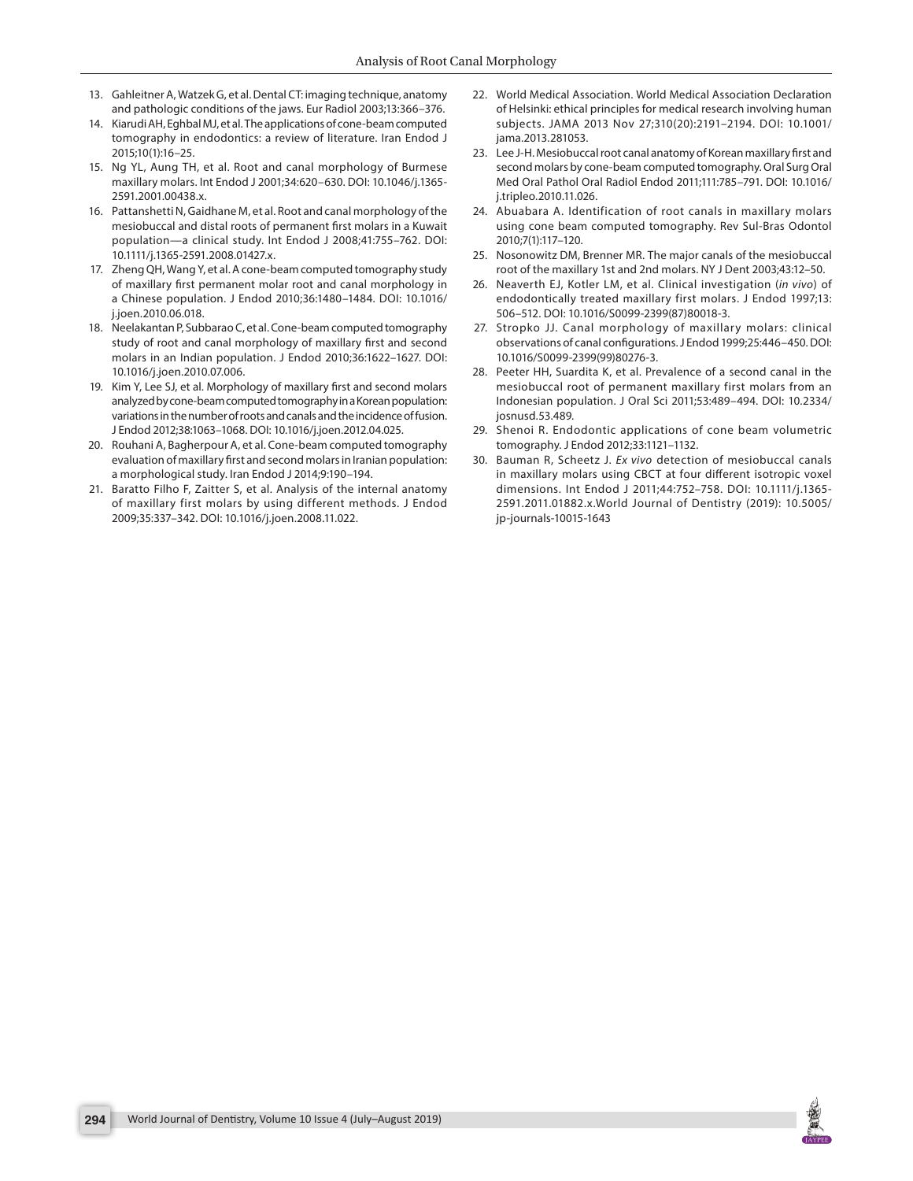13. Gahleitner A, Watzek G, et al. Dental CT: imaging technique, anatomy and pathologic conditions of the jaws. Eur Radiol 2003;13:366–376.
14. Kiarudi AH, Eghbal MJ, et al. The applications of cone-beam computed tomography in endodontics: a review of literature. Iran Endod J 2015;10(1):16–25.
15. Ng YL, Aung TH, et al. Root and canal morphology of Burmese maxillary molars. Int Endod J 2001;34:620–630. DOI: 10.1046/j.1365-2591.2001.00438.x.
16. Pattanshetti N, Gaidhane M, et al. Root and canal morphology of the mesiobuccal and distal roots of permanent first molars in a Kuwait population—a clinical study. Int Endod J 2008;41:755–762. DOI: 10.1111/j.1365-2591.2008.01427.x.
17. Zheng QH, Wang Y, et al. A cone-beam computed tomography study of maxillary first permanent molar root and canal morphology in a Chinese population. J Endod 2010;36:1480–1484. DOI: 10.1016/j.joen.2010.06.018.
18. Neelakantan P, Subbarao C, et al. Cone-beam computed tomography study of root and canal morphology of maxillary first and second molars in an Indian population. J Endod 2010;36:1622–1627. DOI: 10.1016/j.joen.2010.07.006.
19. Kim Y, Lee SJ, et al. Morphology of maxillary first and second molars analyzed by cone-beam computed tomography in a Korean population: variations in the number of roots and canals and the incidence of fusion. J Endod 2012;38:1063–1068. DOI: 10.1016/j.joen.2012.04.025.
20. Rouhani A, Bagherpour A, et al. Cone-beam computed tomography evaluation of maxillary first and second molars in Iranian population: a morphological study. Iran Endod J 2014;9:190–194.
21. Baratto Filho F, Zaitter S, et al. Analysis of the internal anatomy of maxillary first molars by using different methods. J Endod 2009;35:337–342. DOI: 10.1016/j.joen.2008.11.022.
22. World Medical Association. World Medical Association Declaration of Helsinki: ethical principles for medical research involving human subjects. JAMA 2013 Nov 27;310(20):2191–2194. DOI: 10.1001/jama.2013.281053.
23. Lee J-H. Mesiobuccal root canal anatomy of Korean maxillary first and second molars by cone-beam computed tomography. Oral Surg Oral Med Oral Pathol Oral Radiol Endod 2011;111:785–791. DOI: 10.1016/j.tripleo.2010.11.026.
24. Abuabara A. Identification of root canals in maxillary molars using cone beam computed tomography. Rev Sul-Bras Odontol 2010;7(1):117–120.
25. Nosonowitz DM, Brenner MR. The major canals of the mesiobuccal root of the maxillary 1st and 2nd molars. NY J Dent 2003;43:12–50.
26. Neaverth EJ, Kotler LM, et al. Clinical investigation (*in vivo*) of endodontically treated maxillary first molars. J Endod 1997;13:506–512. DOI: 10.1016/S0099-2399(87)80018-3.
27. Stropko JJ. Canal morphology of maxillary molars: clinical observations of canal configurations. J Endod 1999;25:446–450. DOI: 10.1016/S0099-2399(99)80276-3.
28. Peeter HH, Suardita K, et al. Prevalence of a second canal in the mesiobuccal root of permanent maxillary first molars from an Indonesian population. J Oral Sci 2011;53:489–494. DOI: 10.2334/josnusd.53.489.
29. Shenoi R. Endodontic applications of cone beam volumetric tomography. J Endod 2012;33:1121–1132.
30. Bauman R, Scheetz J. *Ex vivo* detection of mesiobuccal canals in maxillary molars using CBCT at four different isotropic voxel dimensions. Int Endod J 2011;44:752–758. DOI: 10.1111/j.1365-2591.2011.01882.x.World Journal of Dentistry (2019): 10.5005/jp-journals-10015-1643